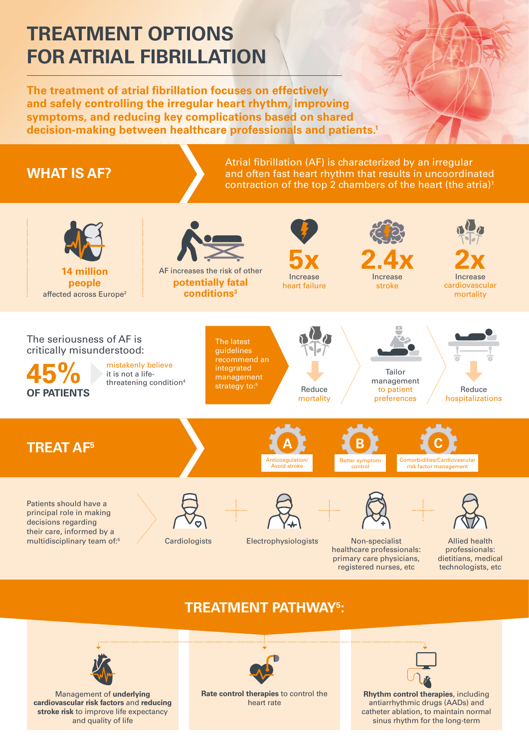# TREATMENT OPTIONS FOR ATRIAL FIBRILLATION

**The treatment of atrial fibrillation focuses on effectively and safely controlling the irregular heart rhythm, improving symptoms, and reducing key complications based on shared decision-making between healthcare professionals and patients.[1]**

## WHAT IS AF?

Atrial fibrillation (AF) is characterized by an irregular and often fast heart rhythm that results in uncoordinated contraction of the top 2 chambers of the heart (the atria)[1]

**14 million people** affected across Europe[2]

AF increases the risk of other **potentially fatal conditions[3]**

**5x** Increase heart failure

**2.4x** Increase stroke

**2x** Increase cardiovascular mortality

The seriousness of AF is critically misunderstood:

**45% OF PATIENTS** mistakenly believe it is not a life-threatening condition[4]

The latest guidelines recommend an integrated management strategy to:[5]

- Reduce mortality
- Tailor management to patient preferences
- Reduce hospitalizations

## TREAT AF[5]

- **A** – Anticoagulation/Avoid stroke
- **B** – Better symptom control
- **C** – Comorbidities/Cardiovascular risk factor management

Patients should have a principal role in making decisions regarding their care, informed by a multidisciplinary team of:[5]

- Cardiologists
- Electrophysiologists
- Non-specialist healthcare professionals: primary care physicians, registered nurses, etc
- Allied health professionals: dietitians, medical technologists, etc

## TREATMENT PATHWAY[5]:

- Management of **underlying cardiovascular risk factors** and **reducing stroke risk** to improve life expectancy and quality of life
- **Rate control therapies** to control the heart rate
- **Rhythm control therapies**, including antiarrhythmic drugs (AADs) and catheter ablation, to maintain normal sinus rhythm for the long-term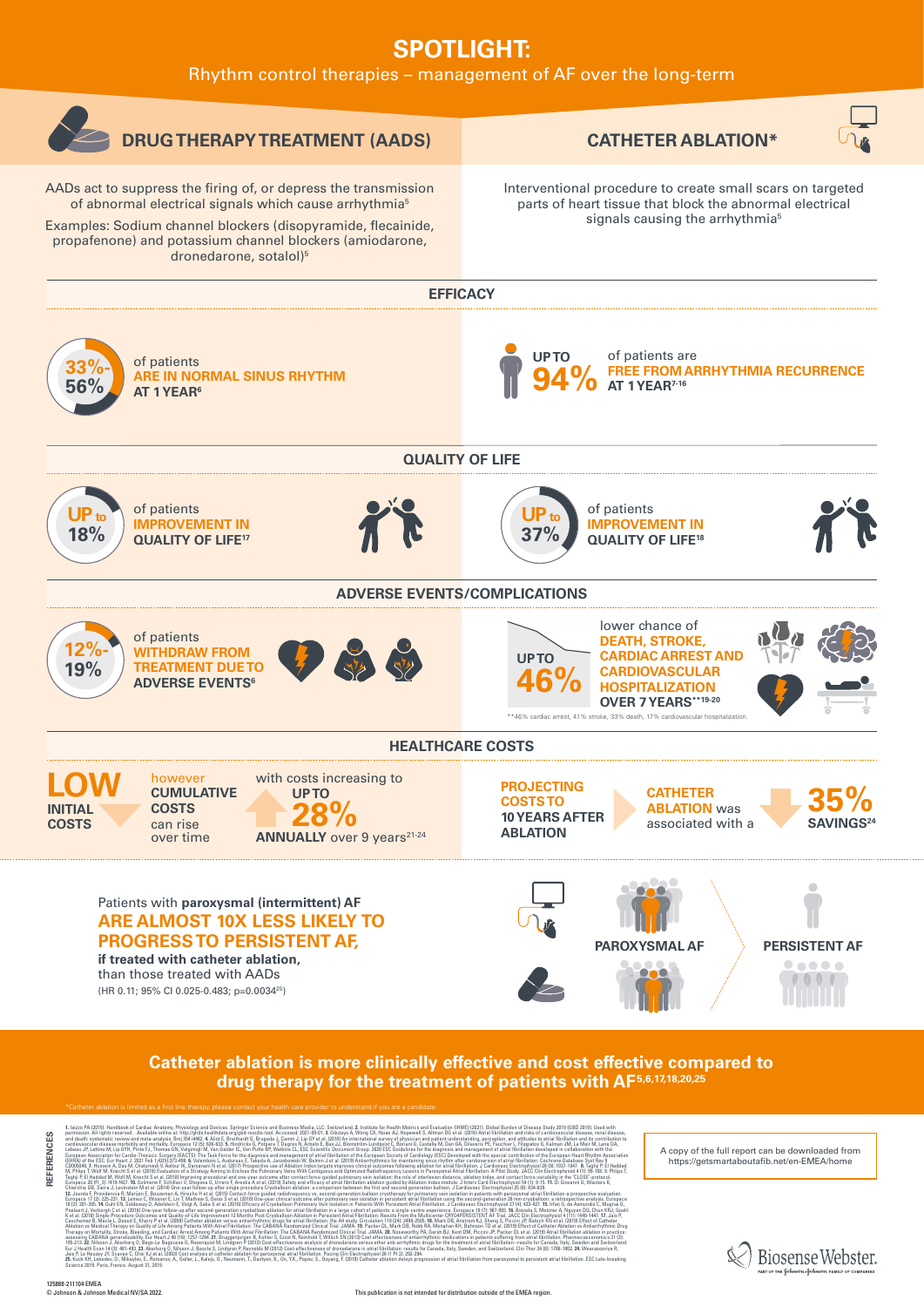# SPOTLIGHT:

Rhythm control therapies – management of AF over the long-term

## DRUG THERAPY TREATMENT (AADS)

AADs act to suppress the firing of, or depress the transmission of abnormal electrical signals which cause arrhythmia[5]

Examples: Sodium channel blockers (disopyramide, flecainide, propafenone) and potassium channel blockers (amiodarone, dronedarone, sotalol)[5]

## CATHETER ABLATION*

Interventional procedure to create small scars on targeted parts of heart tissue that block the abnormal electrical signals causing the arrhythmia[5]

## EFFICACY

**33%-56%** of patients **ARE IN NORMAL SINUS RHYTHM AT 1 YEAR**[6]

**UP TO 94%** of patients are **FREE FROM ARRHYTHMIA RECURRENCE AT 1 YEAR**[7-16]

## QUALITY OF LIFE

**UP to 18%** of patients **IMPROVEMENT IN QUALITY OF LIFE**[17]

**UP to 37%** of patients **IMPROVEMENT IN QUALITY OF LIFE**[18]

## ADVERSE EVENTS/COMPLICATIONS

**12%-19%** of patients **WITHDRAW FROM TREATMENT DUE TO ADVERSE EVENTS**[6]

**UP TO 46%** lower chance of **DEATH, STROKE, CARDIAC ARREST AND CARDIOVASCULAR HOSPITALIZATION OVER 7 YEARS****[19-20]

**46% cardiac arrest, 41% stroke, 33% death, 17% cardiovascular hospitalization.

## HEALTHCARE COSTS

**LOW INITIAL COSTS** however **CUMULATIVE COSTS** can rise over time with costs increasing to **UP TO 28% ANNUALLY** over 9 years[21-24]

**PROJECTING COSTS TO 10 YEARS AFTER ABLATION** **CATHETER ABLATION** was associated with a **35% SAVINGS**[24]

Patients with **paroxysmal (intermittent) AF**
**ARE ALMOST 10X LESS LIKELY TO PROGRESS TO PERSISTENT AF,**
**if treated with catheter ablation,**
than those treated with AADs
(HR 0.11; 95% CI 0.025-0.483; p=0.0034[25])

PAROXYSMAL AF

PERSISTENT AF

**Catheter ablation is more clinically effective and cost effective compared to drug therapy for the treatment of patients with AF**[5,6,17,18,20,25]

*Catheter ablation is limited as a first line therapy, please contact your health care provider to understand if you are a candidate.

A copy of the full report can be downloaded from https://getsmartaboutafib.net/en-EMEA/home

125888-211104 EMEA
© Johnson & Johnson Medical NV/SA 2022.

This publication is not intended for distribution outside of the EMEA region.